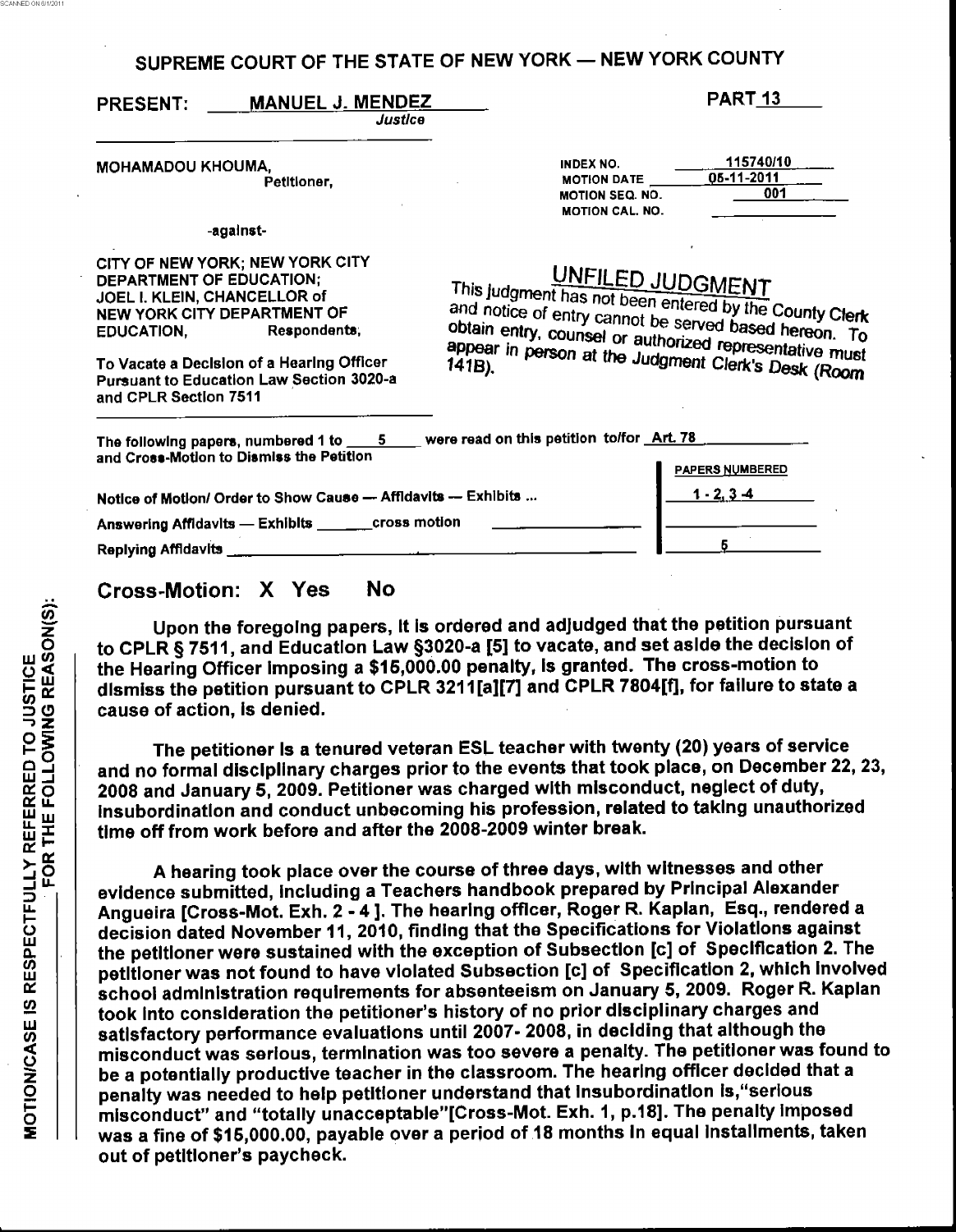SCANNED ON 6/1/2011

## SUPREME COURT OF THE STATE OF NEW YORK — NEW YORK COUNTY

PRESENT: MANUEL J. MENDEZ
*Justice*

PART 13

MOHAMADOU KHOUMA,
Petitioner,

-against-

CITY OF NEW YORK; NEW YORK CITY DEPARTMENT OF EDUCATION; JOEL I. KLEIN, CHANCELLOR of NEW YORK CITY DEPARTMENT OF EDUCATION, Respondents,

To Vacate a Decision of a Hearing Officer Pursuant to Education Law Section 3020-a and CPLR Section 7511

INDEX NO. 115740/10
MOTION DATE 05-11-2011
MOTION SEQ. NO. 001
MOTION CAL. NO.

**UNFILED JUDGMENT**
This judgment has not been entered by the County Clerk and notice of entry cannot be served based hereon. To obtain entry, counsel or authorized representative must appear in person at the Judgment Clerk's Desk (Room 141B).

The following papers, numbered 1 to 5 were read on this petition to/for Art. 78 and Cross-Motion to Dismiss the Petition

| | PAPERS NUMBERED |
|---|---|
| Notice of Motion/ Order to Show Cause — Affidavits — Exhibits ... | 1 - 2, 3 -4 |
| Answering Affidavits — Exhibits ______ cross motion | |
| Replying Affidavits | 5 |

Cross-Motion: X Yes No

Upon the foregoing papers, it is ordered and adjudged that the petition pursuant to CPLR § 7511, and Education Law §3020-a [5] to vacate, and set aside the decision of the Hearing Officer imposing a $15,000.00 penalty, is granted. The cross-motion to dismiss the petition pursuant to CPLR 3211[a][7] and CPLR 7804[f], for failure to state a cause of action, is denied.

The petitioner is a tenured veteran ESL teacher with twenty (20) years of service and no formal disciplinary charges prior to the events that took place, on December 22, 23, 2008 and January 5, 2009. Petitioner was charged with misconduct, neglect of duty, insubordination and conduct unbecoming his profession, related to taking unauthorized time off from work before and after the 2008-2009 winter break.

A hearing took place over the course of three days, with witnesses and other evidence submitted, including a Teachers handbook prepared by Principal Alexander Angueira [Cross-Mot. Exh. 2 - 4 ]. The hearing officer, Roger R. Kaplan, Esq., rendered a decision dated November 11, 2010, finding that the Specifications for Violations against the petitioner were sustained with the exception of Subsection [c] of Specification 2. The petitioner was not found to have violated Subsection [c] of Specification 2, which involved school administration requirements for absenteeism on January 5, 2009. Roger R. Kaplan took into consideration the petitioner's history of no prior disciplinary charges and satisfactory performance evaluations until 2007- 2008, in deciding that although the misconduct was serious, termination was too severe a penalty. The petitioner was found to be a potentially productive teacher in the classroom. The hearing officer decided that a penalty was needed to help petitioner understand that insubordination is,"serious misconduct" and "totally unacceptable"[Cross-Mot. Exh. 1, p.18]. The penalty imposed was a fine of $15,000.00, payable over a period of 18 months in equal installments, taken out of petitioner's paycheck.

MOTION/CASE IS RESPECTFULLY REFERRED TO JUSTICE FOR THE FOLLOWING REASON(S):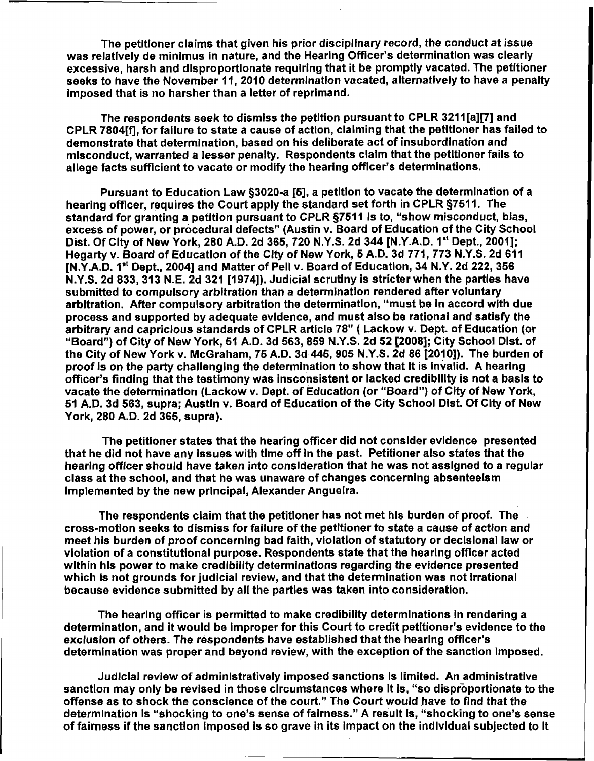The petitioner claims that given his prior disciplinary record, the conduct at issue was relatively de minimus in nature, and the Hearing Officer's determination was clearly excessive, harsh and disproportionate requiring that it be promptly vacated. The petitioner seeks to have the November 11, 2010 determination vacated, alternatively to have a penalty imposed that is no harsher than a letter of reprimand.

The respondents seek to dismiss the petition pursuant to CPLR 3211[a][7] and CPLR 7804[f], for failure to state a cause of action, claiming that the petitioner has failed to demonstrate that determination, based on his deliberate act of insubordination and misconduct, warranted a lesser penalty. Respondents claim that the petitioner fails to allege facts sufficient to vacate or modify the hearing officer's determinations.

Pursuant to Education Law §3020-a [5], a petition to vacate the determination of a hearing officer, requires the Court apply the standard set forth in CPLR §7511. The standard for granting a petition pursuant to CPLR §7511 is to, "show misconduct, bias, excess of power, or procedural defects" (Austin v. Board of Education of the City School Dist. Of City of New York, 280 A.D. 2d 365, 720 N.Y.S. 2d 344 [N.Y.A.D. 1st Dept., 2001]; Hegarty v. Board of Education of the City of New York, 5 A.D. 3d 771, 773 N.Y.S. 2d 611 [N.Y.A.D. 1st Dept., 2004] and Matter of Pell v. Board of Education, 34 N.Y. 2d 222, 356 N.Y.S. 2d 833, 313 N.E. 2d 321 [1974]). Judicial scrutiny is stricter when the parties have submitted to compulsory arbitration than a determination rendered after voluntary arbitration. After compulsory arbitration the determination, "must be in accord with due process and supported by adequate evidence, and must also be rational and satisfy the arbitrary and capricious standards of CPLR article 78" ( Lackow v. Dept. of Education (or "Board") of City of New York, 51 A.D. 3d 563, 859 N.Y.S. 2d 52 [2008]; City School Dist. of the City of New York v. McGraham, 75 A.D. 3d 445, 905 N.Y.S. 2d 86 [2010]). The burden of proof is on the party challenging the determination to show that it is invalid. A hearing officer's finding that the testimony was inconsistent or lacked credibility is not a basis to vacate the determination (Lackow v. Dept. of Education (or "Board") of City of New York, 51 A.D. 3d 563, supra; Austin v. Board of Education of the City School Dist. Of City of New York, 280 A.D. 2d 365, supra).

The petitioner states that the hearing officer did not consider evidence presented that he did not have any issues with time off in the past. Petitioner also states that the hearing officer should have taken into consideration that he was not assigned to a regular class at the school, and that he was unaware of changes concerning absenteeism implemented by the new principal, Alexander Anguelra.

The respondents claim that the petitioner has not met his burden of proof. The cross-motion seeks to dismiss for failure of the petitioner to state a cause of action and meet his burden of proof concerning bad faith, violation of statutory or decisional law or violation of a constitutional purpose. Respondents state that the hearing officer acted within his power to make credibility determinations regarding the evidence presented which is not grounds for judicial review, and that the determination was not irrational because evidence submitted by all the parties was taken into consideration.

The hearing officer is permitted to make credibility determinations in rendering a determination, and it would be improper for this Court to credit petitioner's evidence to the exclusion of others. The respondents have established that the hearing officer's determination was proper and beyond review, with the exception of the sanction imposed.

Judicial review of administratively imposed sanctions is limited. An administrative sanction may only be revised in those circumstances where it is, "so disproportionate to the offense as to shock the conscience of the court." The Court would have to find that the determination is "shocking to one's sense of fairness." A result is, "shocking to one's sense of fairness if the sanction imposed is so grave in its impact on the individual subjected to it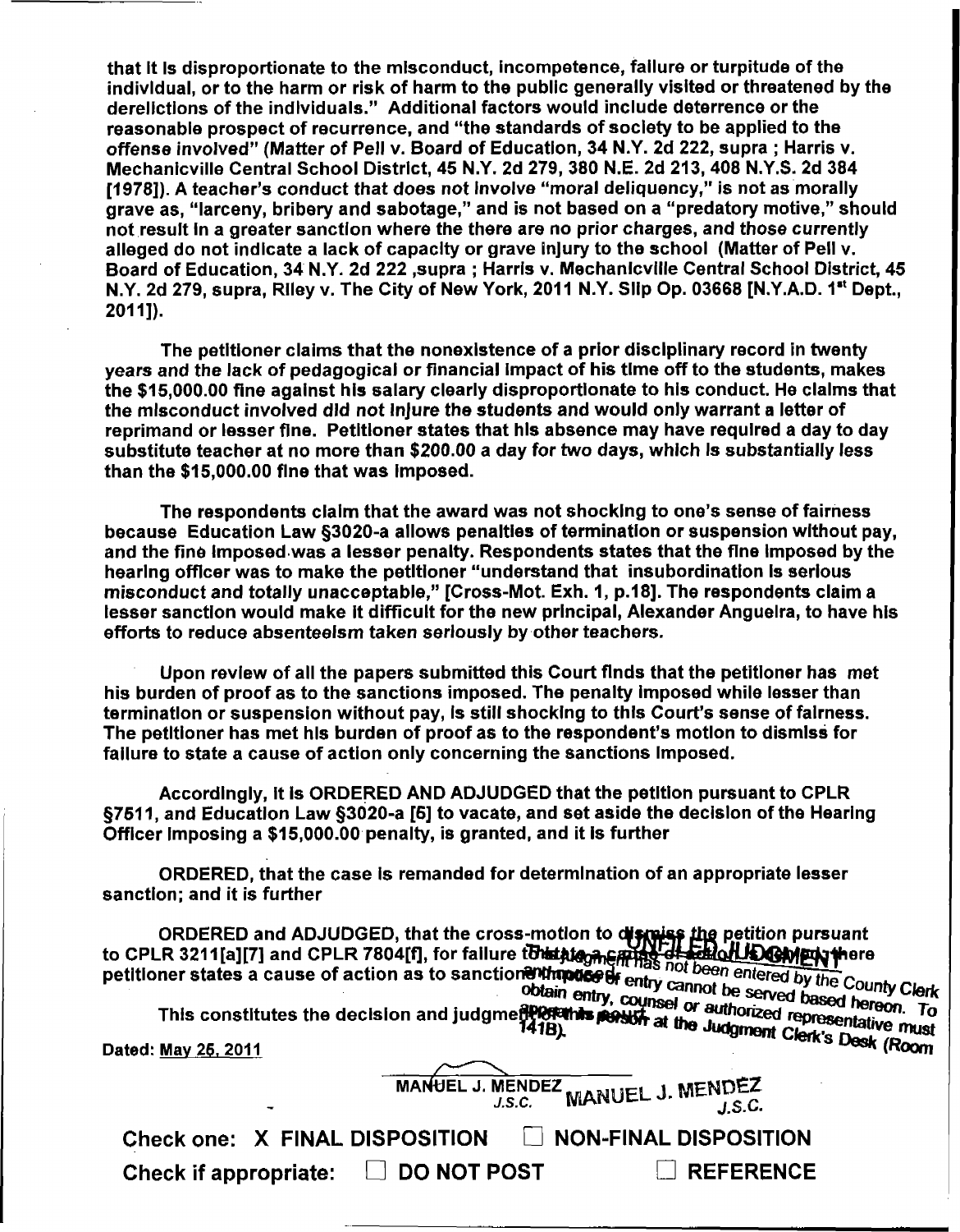that it is disproportionate to the misconduct, incompetence, failure or turpitude of the individual, or to the harm or risk of harm to the public generally visited or threatened by the derelictions of the individuals." Additional factors would include deterrence or the reasonable prospect of recurrence, and "the standards of society to be applied to the offense involved" (Matter of Pell v. Board of Education, 34 N.Y. 2d 222, supra ; Harris v. Mechanicville Central School District, 45 N.Y. 2d 279, 380 N.E. 2d 213, 408 N.Y.S. 2d 384 [1978]). A teacher's conduct that does not involve "moral deliquency," is not as morally grave as, "larceny, bribery and sabotage," and is not based on a "predatory motive," should not result in a greater sanction where the there are no prior charges, and those currently alleged do not indicate a lack of capacity or grave injury to the school (Matter of Pell v. Board of Education, 34 N.Y. 2d 222 ,supra ; Harris v. Mechanicville Central School District, 45 N.Y. 2d 279, supra, Riley v. The City of New York, 2011 N.Y. Slip Op. 03668 [N.Y.A.D. 1st Dept., 2011]).

The petitioner claims that the nonexistence of a prior disciplinary record in twenty years and the lack of pedagogical or financial impact of his time off to the students, makes the $15,000.00 fine against his salary clearly disproportionate to his conduct. He claims that the misconduct involved did not injure the students and would only warrant a letter of reprimand or lesser fine. Petitioner states that his absence may have required a day to day substitute teacher at no more than $200.00 a day for two days, which is substantially less than the $15,000.00 fine that was imposed.

The respondents claim that the award was not shocking to one's sense of fairness because Education Law §3020-a allows penalties of termination or suspension without pay, and the fine imposed was a lesser penalty. Respondents states that the fine imposed by the hearing officer was to make the petitioner "understand that insubordination is serious misconduct and totally unacceptable," [Cross-Mot. Exh. 1, p.18]. The respondents claim a lesser sanction would make it difficult for the new principal, Alexander Angueira, to have his efforts to reduce absenteeism taken seriously by other teachers.

Upon review of all the papers submitted this Court finds that the petitioner has met his burden of proof as to the sanctions imposed. The penalty imposed while lesser than termination or suspension without pay, is still shocking to this Court's sense of fairness. The petitioner has met his burden of proof as to the respondent's motion to dismiss for failure to state a cause of action only concerning the sanctions imposed.

Accordingly, it is ORDERED AND ADJUDGED that the petition pursuant to CPLR §7511, and Education Law §3020-a [5] to vacate, and set aside the decision of the Hearing Officer imposing a $15,000.00 penalty, is granted, and it is further

ORDERED, that the case is remanded for determination of an appropriate lesser sanction; and it is further

ORDERED and ADJUDGED, that the cross-motion to dismiss the petition pursuant to CPLR 3211[a][7] and CPLR 7804[f], for failure to state a cause of action, where petitioner states a cause of action as to sanctions imposed, is denied.

UNFILED JUDGMENT

This judgment has not been entered by the County Clerk and notice of entry cannot be served based hereon. To obtain entry, counsel or authorized representative must appear in person at the Judgment Clerk's Desk (Room 141B).

This constitutes the decision and judgment of this court.

Dated: May 25, 2011

MANUEL J. MENDEZ
J.S.C.

MANUEL J. MENDEZ
J.S.C.

Check one: X FINAL DISPOSITION ☐ NON-FINAL DISPOSITION

Check if appropriate: ☐ DO NOT POST ☐ REFERENCE